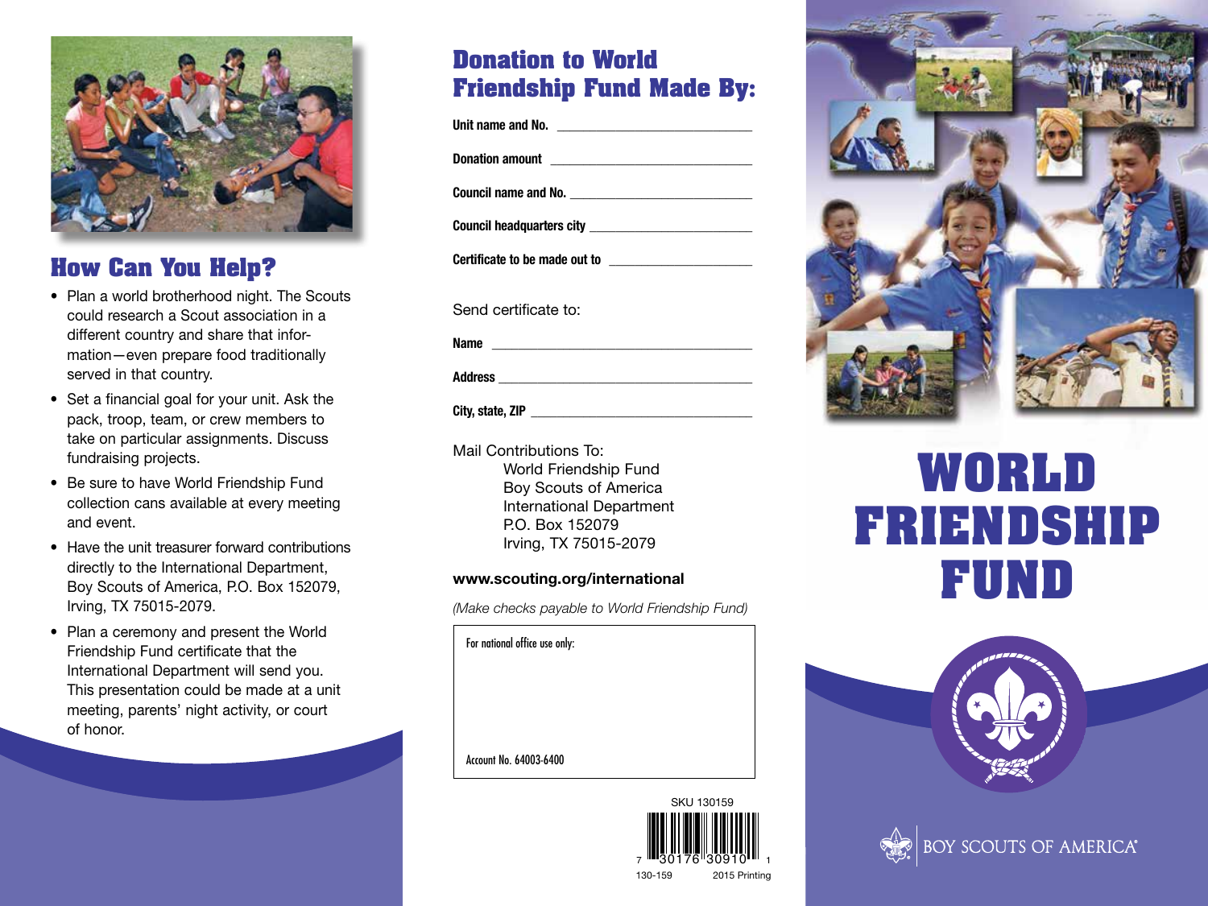## How Can You Help?

- Plan a world brotherhood night. The Scouts could research a Scout association in a different country and share that information—even prepare food traditionally served in that country.
- Set a financial goal for your unit. Ask the pack, troop, team, or crew members to take on particular assignments. Discuss fundraising projects.
- Be sure to have World Friendship Fund collection cans available at every meeting and event.
- Have the unit treasurer forward contributions directly to the International Department, Boy Scouts of America, P.O. Box 152079, Irving, TX 75015-2079.
- Plan a ceremony and present the World Friendship Fund certificate that the International Department will send you. This presentation could be made at a unit meeting, parents' night activity, or court of honor.

## Donation to World Friendship Fund Made By:

**Unit name and No.** ___________________________

**Donation amount** ___________________________

**Council name and No.** ___________________________

**Council headquarters city** ___________________________

**Certificate to be made out to** ___________________________

Send certificate to:

**Name** ___________________________

**Address** ___________________________

**City, state, ZIP** ___________________________

Mail Contributions To:
World Friendship Fund
Boy Scouts of America
International Department
P.O. Box 152079
Irving, TX 75015-2079

**www.scouting.org/international**

*(Make checks payable to World Friendship Fund)*

For national office use only:

Account No. 64003-6400

SKU 130159

7 30176 30910 1

130-159 2015 Printing

# WORLD FRIENDSHIP FUND

BOY SCOUTS OF AMERICA®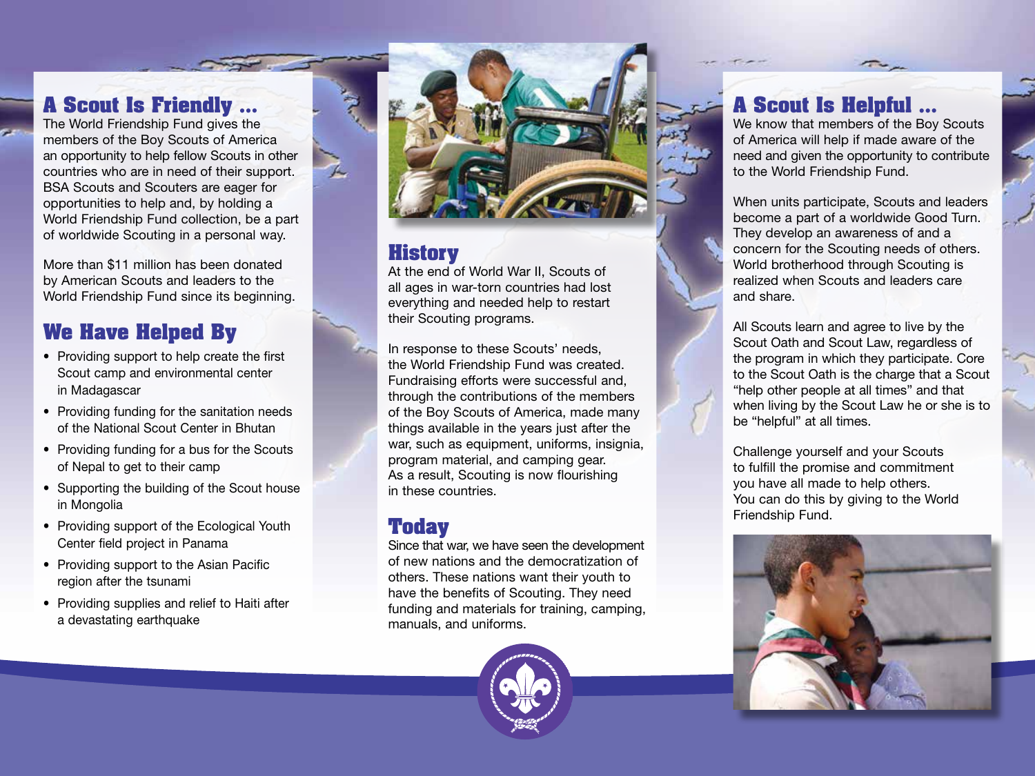## A Scout Is Friendly ...

The World Friendship Fund gives the members of the Boy Scouts of America an opportunity to help fellow Scouts in other countries who are in need of their support. BSA Scouts and Scouters are eager for opportunities to help and, by holding a World Friendship Fund collection, be a part of worldwide Scouting in a personal way.

More than $11 million has been donated by American Scouts and leaders to the World Friendship Fund since its beginning.

## We Have Helped By

- Providing support to help create the first Scout camp and environmental center in Madagascar
- Providing funding for the sanitation needs of the National Scout Center in Bhutan
- Providing funding for a bus for the Scouts of Nepal to get to their camp
- Supporting the building of the Scout house in Mongolia
- Providing support of the Ecological Youth Center field project in Panama
- Providing support to the Asian Pacific region after the tsunami
- Providing supplies and relief to Haiti after a devastating earthquake

## History

At the end of World War II, Scouts of all ages in war-torn countries had lost everything and needed help to restart their Scouting programs.

In response to these Scouts' needs, the World Friendship Fund was created. Fundraising efforts were successful and, through the contributions of the members of the Boy Scouts of America, made many things available in the years just after the war, such as equipment, uniforms, insignia, program material, and camping gear. As a result, Scouting is now flourishing in these countries.

## Today

Since that war, we have seen the development of new nations and the democratization of others. These nations want their youth to have the benefits of Scouting. They need funding and materials for training, camping, manuals, and uniforms.

## A Scout Is Helpful ...

We know that members of the Boy Scouts of America will help if made aware of the need and given the opportunity to contribute to the World Friendship Fund.

When units participate, Scouts and leaders become a part of a worldwide Good Turn. They develop an awareness of and a concern for the Scouting needs of others. World brotherhood through Scouting is realized when Scouts and leaders care and share.

All Scouts learn and agree to live by the Scout Oath and Scout Law, regardless of the program in which they participate. Core to the Scout Oath is the charge that a Scout "help other people at all times" and that when living by the Scout Law he or she is to be "helpful" at all times.

Challenge yourself and your Scouts to fulfill the promise and commitment you have all made to help others. You can do this by giving to the World Friendship Fund.